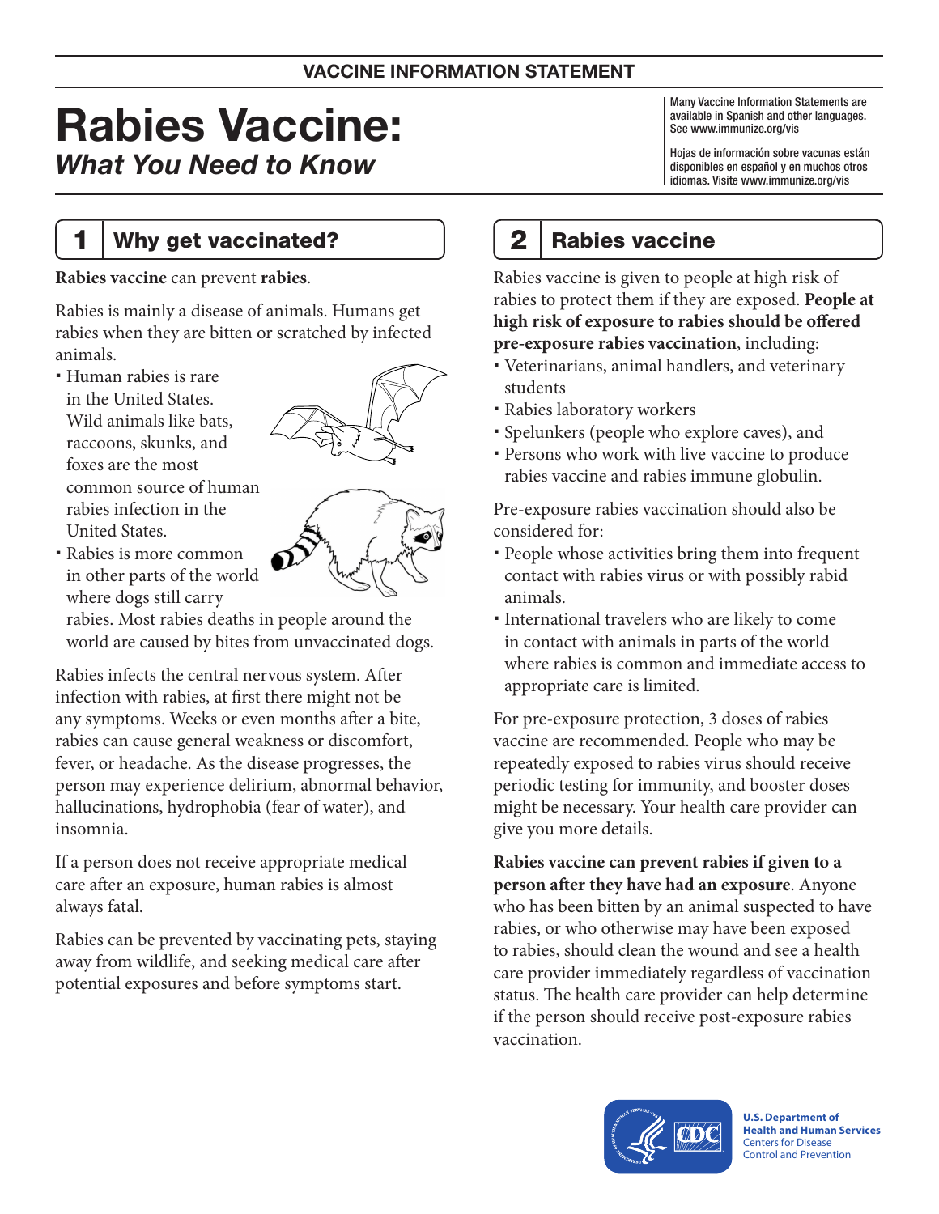VACCINE INFORMATION STATEMENT

# Rabies Vaccine:

*What You Need to Know*

Many Vaccine Information Statements are available in Spanish and other languages. See www.immunize.org/vis

Hojas de información sobre vacunas están disponibles en español y en muchos otros idiomas. Visite www.immunize.org/vis

## 1 Why get vaccinated?

**Rabies vaccine** can prevent **rabies**.

Rabies is mainly a disease of animals. Humans get rabies when they are bitten or scratched by infected animals.

- Human rabies is rare in the United States. Wild animals like bats, raccoons, skunks, and foxes are the most common source of human rabies infection in the United States.
- Rabies is more common in other parts of the world where dogs still carry rabies. Most rabies deaths in people around the world are caused by bites from unvaccinated dogs.

Rabies infects the central nervous system. After infection with rabies, at first there might not be any symptoms. Weeks or even months after a bite, rabies can cause general weakness or discomfort, fever, or headache. As the disease progresses, the person may experience delirium, abnormal behavior, hallucinations, hydrophobia (fear of water), and insomnia.

If a person does not receive appropriate medical care after an exposure, human rabies is almost always fatal.

Rabies can be prevented by vaccinating pets, staying away from wildlife, and seeking medical care after potential exposures and before symptoms start.

## 2 Rabies vaccine

Rabies vaccine is given to people at high risk of rabies to protect them if they are exposed. **People at high risk of exposure to rabies should be offered pre-exposure rabies vaccination**, including:

- Veterinarians, animal handlers, and veterinary students
- Rabies laboratory workers
- Spelunkers (people who explore caves), and
- Persons who work with live vaccine to produce rabies vaccine and rabies immune globulin.

Pre-exposure rabies vaccination should also be considered for:

- People whose activities bring them into frequent contact with rabies virus or with possibly rabid animals.
- International travelers who are likely to come in contact with animals in parts of the world where rabies is common and immediate access to appropriate care is limited.

For pre-exposure protection, 3 doses of rabies vaccine are recommended. People who may be repeatedly exposed to rabies virus should receive periodic testing for immunity, and booster doses might be necessary. Your health care provider can give you more details.

**Rabies vaccine can prevent rabies if given to a person after they have had an exposure**. Anyone who has been bitten by an animal suspected to have rabies, or who otherwise may have been exposed to rabies, should clean the wound and see a health care provider immediately regardless of vaccination status. The health care provider can help determine if the person should receive post-exposure rabies vaccination.

**U.S. Department of Health and Human Services**
Centers for Disease Control and Prevention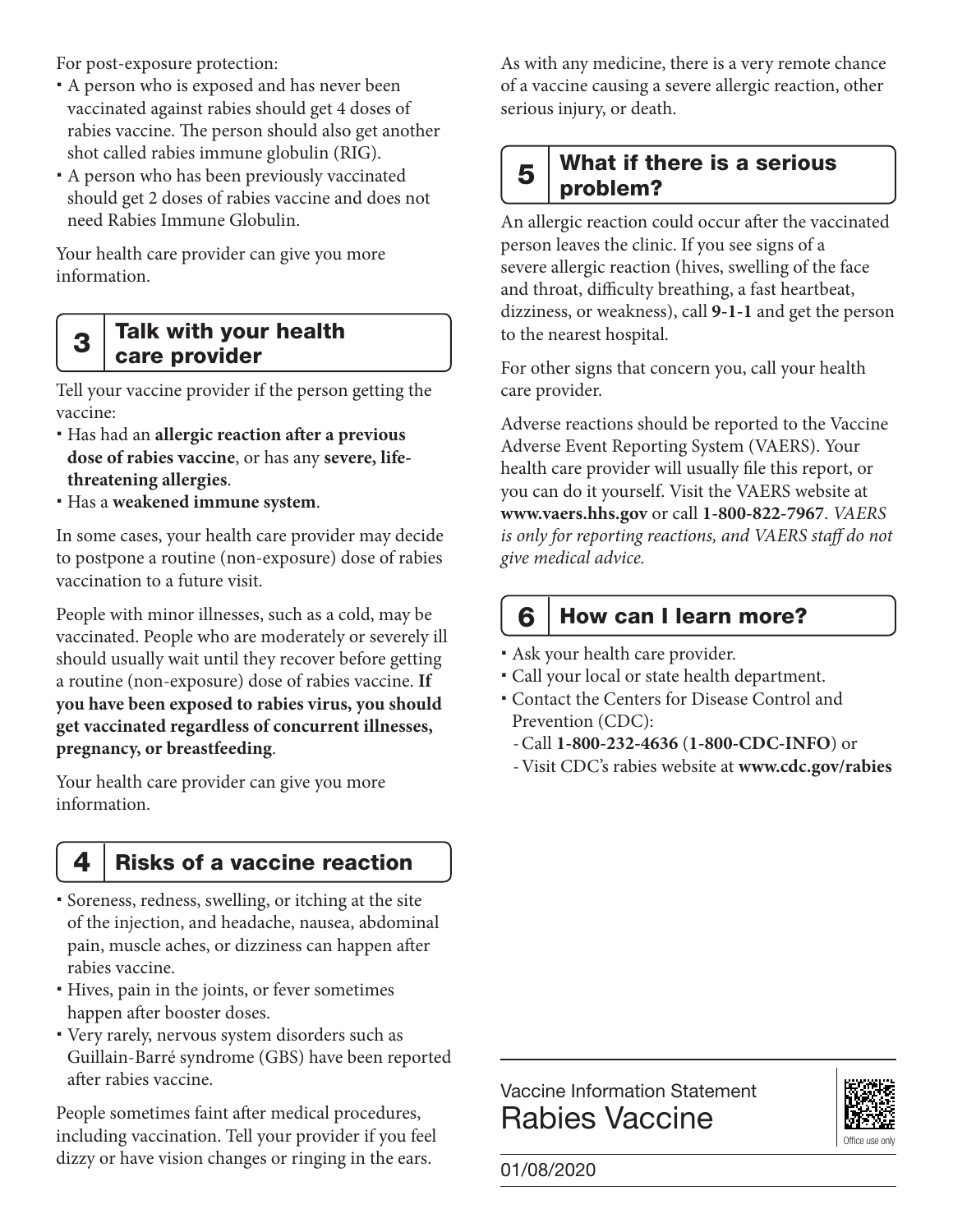For post-exposure protection:

- A person who is exposed and has never been vaccinated against rabies should get 4 doses of rabies vaccine. The person should also get another shot called rabies immune globulin (RIG).
- A person who has been previously vaccinated should get 2 doses of rabies vaccine and does not need Rabies Immune Globulin.

Your health care provider can give you more information.

## 3 Talk with your health care provider

Tell your vaccine provider if the person getting the vaccine:

- Has had an **allergic reaction after a previous dose of rabies vaccine**, or has any **severe, life-threatening allergies**.
- Has a **weakened immune system**.

In some cases, your health care provider may decide to postpone a routine (non-exposure) dose of rabies vaccination to a future visit.

People with minor illnesses, such as a cold, may be vaccinated. People who are moderately or severely ill should usually wait until they recover before getting a routine (non-exposure) dose of rabies vaccine. **If you have been exposed to rabies virus, you should get vaccinated regardless of concurrent illnesses, pregnancy, or breastfeeding**.

Your health care provider can give you more information.

## 4 Risks of a vaccine reaction

- Soreness, redness, swelling, or itching at the site of the injection, and headache, nausea, abdominal pain, muscle aches, or dizziness can happen after rabies vaccine.
- Hives, pain in the joints, or fever sometimes happen after booster doses.
- Very rarely, nervous system disorders such as Guillain-Barré syndrome (GBS) have been reported after rabies vaccine.

People sometimes faint after medical procedures, including vaccination. Tell your provider if you feel dizzy or have vision changes or ringing in the ears.

As with any medicine, there is a very remote chance of a vaccine causing a severe allergic reaction, other serious injury, or death.

## 5 What if there is a serious problem?

An allergic reaction could occur after the vaccinated person leaves the clinic. If you see signs of a severe allergic reaction (hives, swelling of the face and throat, difficulty breathing, a fast heartbeat, dizziness, or weakness), call **9-1-1** and get the person to the nearest hospital.

For other signs that concern you, call your health care provider.

Adverse reactions should be reported to the Vaccine Adverse Event Reporting System (VAERS). Your health care provider will usually file this report, or you can do it yourself. Visit the VAERS website at **www.vaers.hhs.gov** or call **1-800-822-7967**. *VAERS is only for reporting reactions, and VAERS staff do not give medical advice.*

## 6 How can I learn more?

- Ask your health care provider.
- Call your local or state health department.
- Contact the Centers for Disease Control and Prevention (CDC):
  - Call **1-800-232-4636** (**1-800-CDC-INFO**) or
  - Visit CDC's rabies website at **www.cdc.gov/rabies**

Vaccine Information Statement
Rabies Vaccine

Office use only

01/08/2020